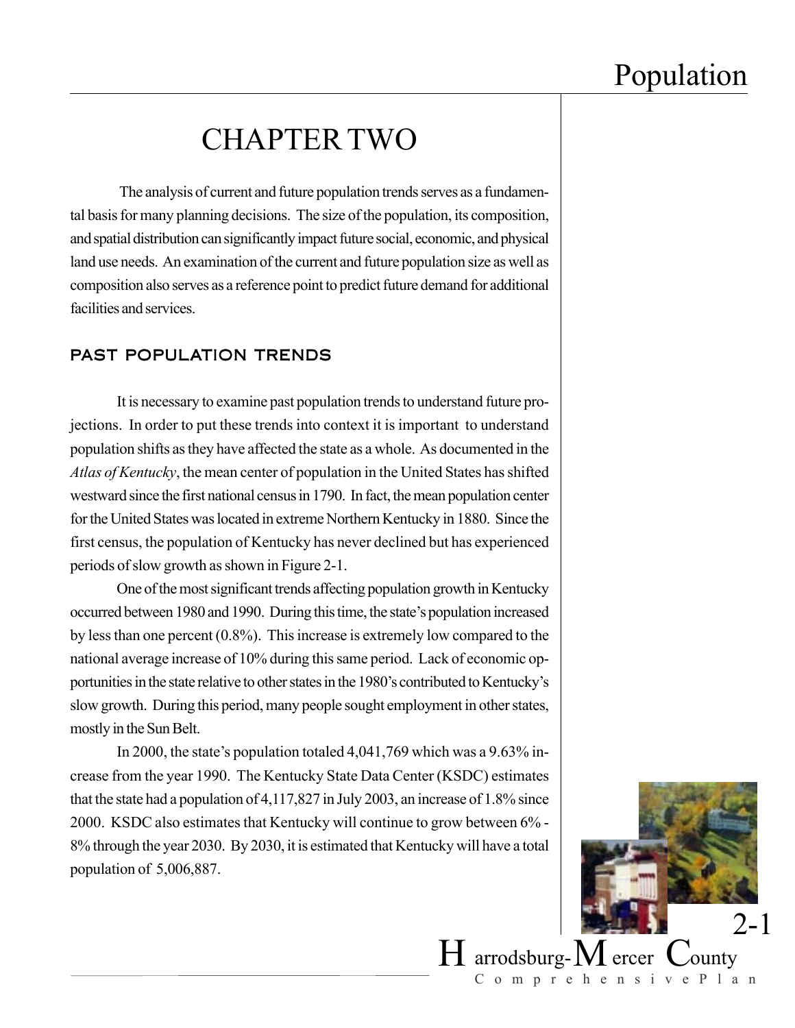# CHAPTER TWO

The analysis of current and future population trends serves as a fundamental basis for many planning decisions. The size of the population, its composition, and spatial distribution can significantly impact future social, economic, and physical land use needs. An examination of the current and future population size as well as composition also serves as a reference point to predict future demand for additional facilities and services.

## PAST POPULATION TRENDS

It is necessary to examine past population trends to understand future projections. In order to put these trends into context it is important to understand population shifts as they have affected the state as a whole. As documented in the *Atlas of Kentucky*, the mean center of population in the United States has shifted westward since the first national census in 1790. In fact, the mean population center for the United States was located in extreme Northern Kentucky in 1880. Since the first census, the population of Kentucky has never declined but has experienced periods of slow growth as shown in Figure 2-1.

One of the most significant trends affecting population growth in Kentucky occurred between 1980 and 1990. During this time, the state's population increased by less than one percent (0.8%). This increase is extremely low compared to the national average increase of 10% during this same period. Lack of economic opportunities in the state relative to other states in the 1980's contributed to Kentucky's slow growth. During this period, many people sought employment in other states, mostly in the Sun Belt.

In 2000, the state's population totaled 4,041,769 which was a 9.63% increase from the year 1990. The Kentucky State Data Center (KSDC) estimates that the state had a population of 4,117,827 in July 2003, an increase of 1.8% since 2000. KSDC also estimates that Kentucky will continue to grow between 6% - 8% through the year 2030. By 2030, it is estimated that Kentucky will have a total population of 5,006,887.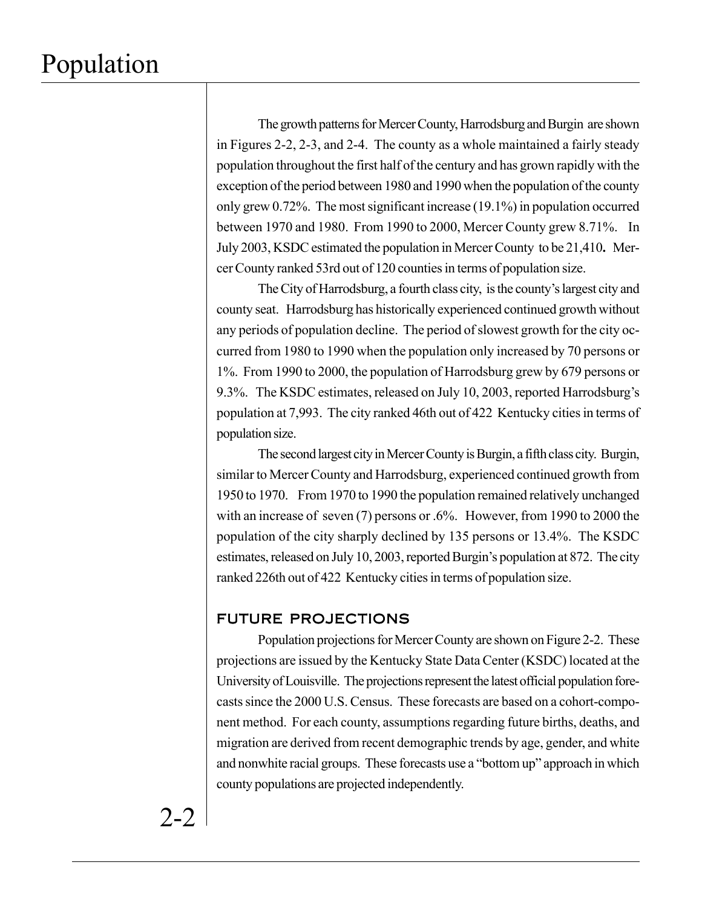The growth patterns for Mercer County, Harrodsburg and Burgin are shown in Figures 2-2, 2-3, and 2-4. The county as a whole maintained a fairly steady population throughout the first half of the century and has grown rapidly with the exception of the period between 1980 and 1990 when the population of the county only grew 0.72%. The most significant increase (19.1%) in population occurred between 1970 and 1980. From 1990 to 2000, Mercer County grew 8.71%. In July 2003, KSDC estimated the population in Mercer County to be 21,410**.** Mercer County ranked 53rd out of 120 counties in terms of population size.

The City of Harrodsburg, a fourth class city, is the county's largest city and county seat. Harrodsburg has historically experienced continued growth without any periods of population decline. The period of slowest growth for the city occurred from 1980 to 1990 when the population only increased by 70 persons or 1%. From 1990 to 2000, the population of Harrodsburg grew by 679 persons or 9.3%. The KSDC estimates, released on July 10, 2003, reported Harrodsburg's population at 7,993. The city ranked 46th out of 422 Kentucky cities in terms of population size.

The second largest city in Mercer County is Burgin, a fifth class city. Burgin, similar to Mercer County and Harrodsburg, experienced continued growth from 1950 to 1970. From 1970 to 1990 the population remained relatively unchanged with an increase of seven (7) persons or .6%. However, from 1990 to 2000 the population of the city sharply declined by 135 persons or 13.4%. The KSDC estimates, released on July 10, 2003, reported Burgin's population at 872. The city ranked 226th out of 422 Kentucky cities in terms of population size.

## FUTURE PROJECTIONS

Population projections for Mercer County are shown on Figure 2-2. These projections are issued by the Kentucky State Data Center (KSDC) located at the University of Louisville. The projections represent the latest official population forecasts since the 2000 U.S. Census. These forecasts are based on a cohort-component method. For each county, assumptions regarding future births, deaths, and migration are derived from recent demographic trends by age, gender, and white and nonwhite racial groups. These forecasts use a "bottom up" approach in which county populations are projected independently.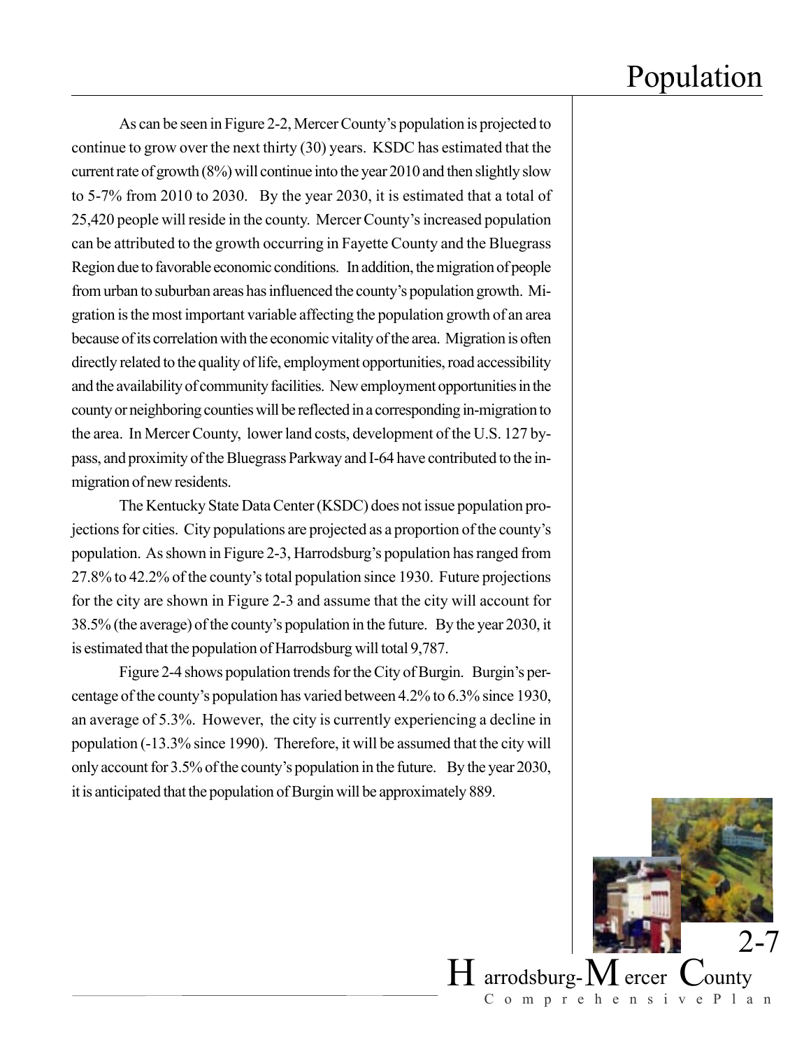As can be seen in Figure 2-2, Mercer County's population is projected to continue to grow over the next thirty (30) years. KSDC has estimated that the current rate of growth (8%) will continue into the year 2010 and then slightly slow to 5-7% from 2010 to 2030. By the year 2030, it is estimated that a total of 25,420 people will reside in the county. Mercer County's increased population can be attributed to the growth occurring in Fayette County and the Bluegrass Region due to favorable economic conditions. In addition, the migration of people from urban to suburban areas has influenced the county's population growth. Migration is the most important variable affecting the population growth of an area because of its correlation with the economic vitality of the area. Migration is often directly related to the quality of life, employment opportunities, road accessibility and the availability of community facilities. New employment opportunities in the county or neighboring counties will be reflected in a corresponding in-migration to the area. In Mercer County, lower land costs, development of the U.S. 127 bypass, and proximity of the Bluegrass Parkway and I-64 have contributed to the in-migration of new residents.

The Kentucky State Data Center (KSDC) does not issue population projections for cities. City populations are projected as a proportion of the county's population. As shown in Figure 2-3, Harrodsburg's population has ranged from 27.8% to 42.2% of the county's total population since 1930. Future projections for the city are shown in Figure 2-3 and assume that the city will account for 38.5% (the average) of the county's population in the future. By the year 2030, it is estimated that the population of Harrodsburg will total 9,787.

Figure 2-4 shows population trends for the City of Burgin. Burgin's percentage of the county's population has varied between 4.2% to 6.3% since 1930, an average of 5.3%. However, the city is currently experiencing a decline in population (-13.3% since 1990). Therefore, it will be assumed that the city will only account for 3.5% of the county's population in the future. By the year 2030, it is anticipated that the population of Burgin will be approximately 889.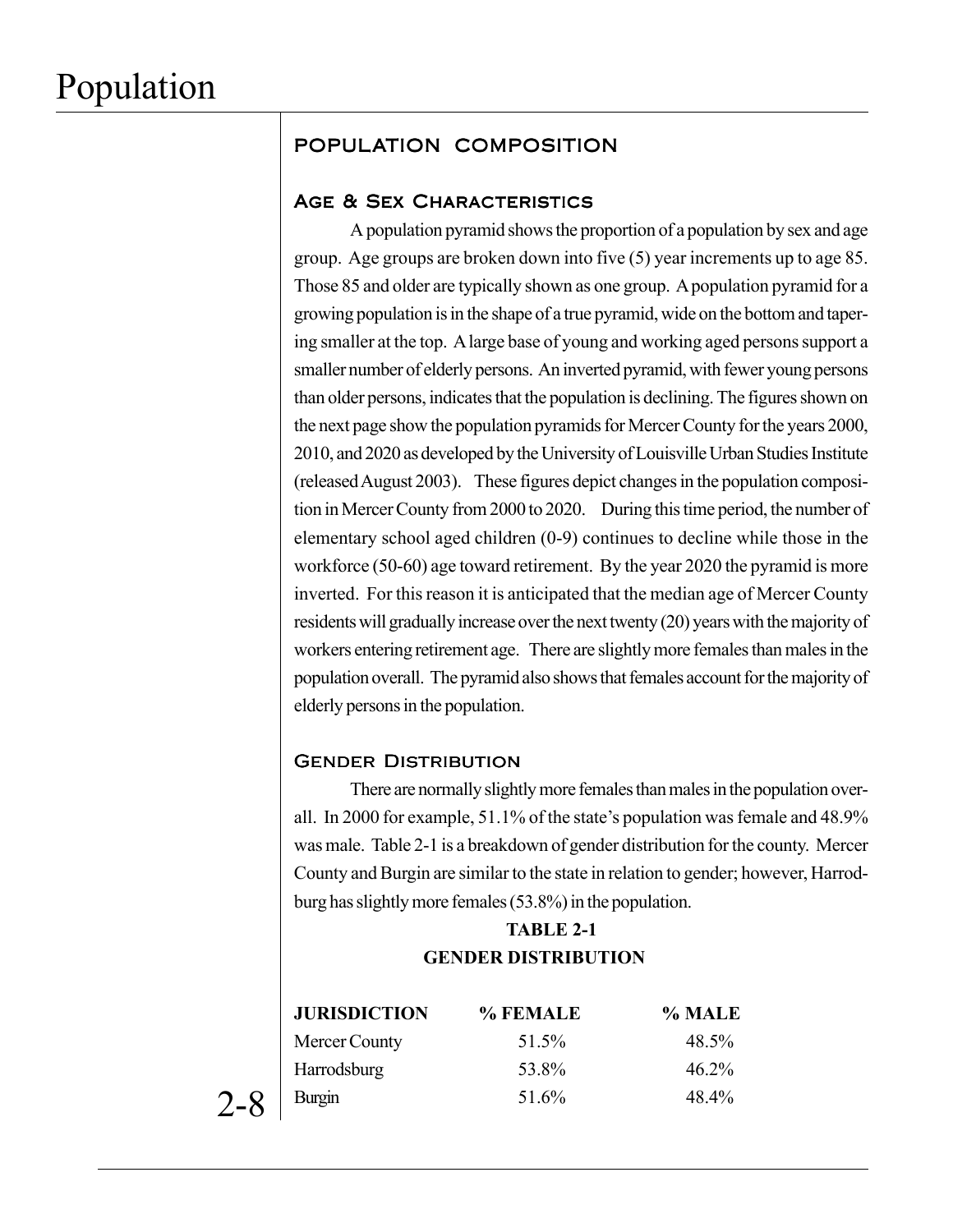## POPULATION COMPOSITION

### Age & Sex Characteristics

A population pyramid shows the proportion of a population by sex and age group. Age groups are broken down into five (5) year increments up to age 85. Those 85 and older are typically shown as one group. A population pyramid for a growing population is in the shape of a true pyramid, wide on the bottom and tapering smaller at the top. A large base of young and working aged persons support a smaller number of elderly persons. An inverted pyramid, with fewer young persons than older persons, indicates that the population is declining. The figures shown on the next page show the population pyramids for Mercer County for the years 2000, 2010, and 2020 as developed by the University of Louisville Urban Studies Institute (released August 2003). These figures depict changes in the population composition in Mercer County from 2000 to 2020. During this time period, the number of elementary school aged children (0-9) continues to decline while those in the workforce (50-60) age toward retirement. By the year 2020 the pyramid is more inverted. For this reason it is anticipated that the median age of Mercer County residents will gradually increase over the next twenty (20) years with the majority of workers entering retirement age. There are slightly more females than males in the population overall. The pyramid also shows that females account for the majority of elderly persons in the population.

### Gender Distribution

There are normally slightly more females than males in the population overall. In 2000 for example, 51.1% of the state's population was female and 48.9% was male. Table 2-1 is a breakdown of gender distribution for the county. Mercer County and Burgin are similar to the state in relation to gender; however, Harrodsburg has slightly more females (53.8%) in the population.

**TABLE 2-1**
**GENDER DISTRIBUTION**

| JURISDICTION | % FEMALE | % MALE |
|---|---|---|
| Mercer County | 51.5% | 48.5% |
| Harrodsburg | 53.8% | 46.2% |
| Burgin | 51.6% | 48.4% |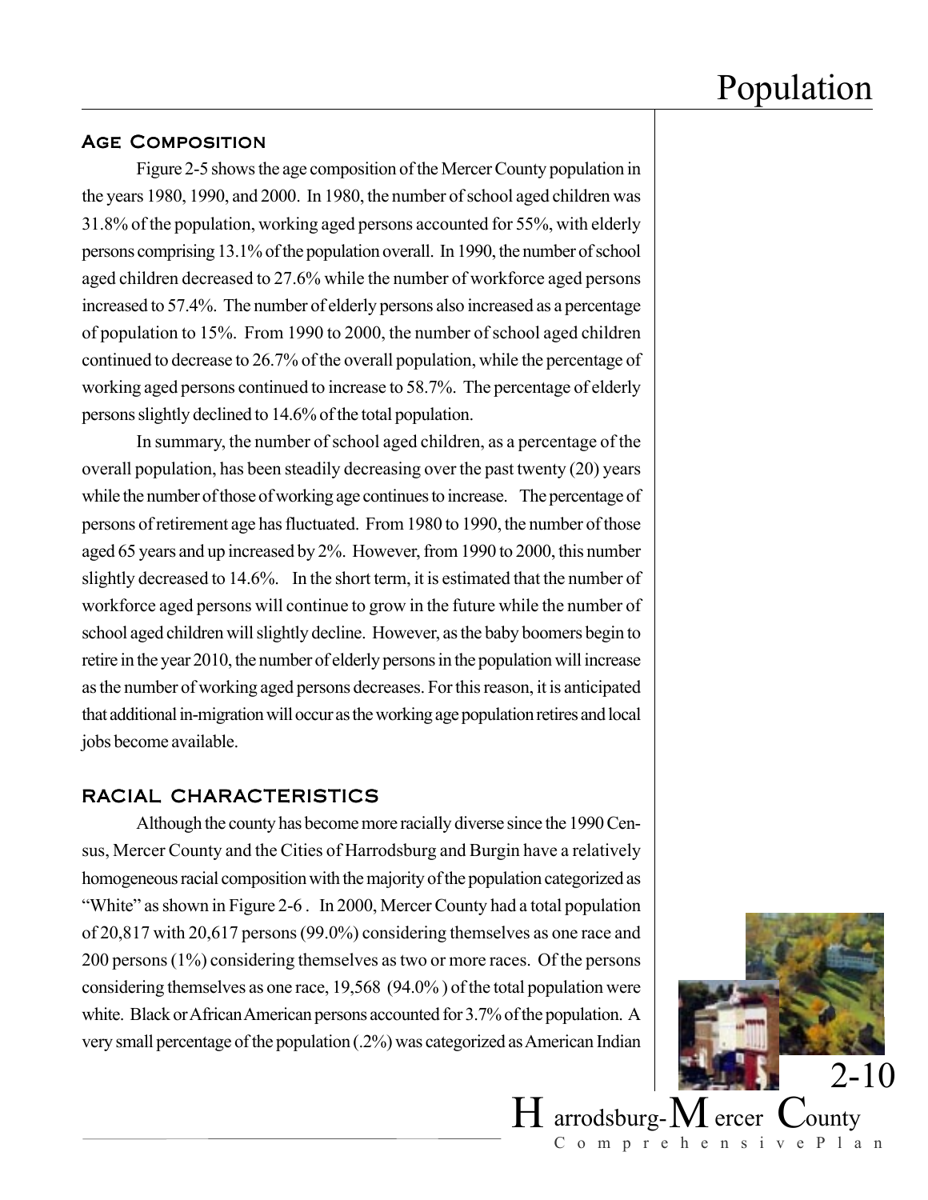## Age Composition

Figure 2-5 shows the age composition of the Mercer County population in the years 1980, 1990, and 2000. In 1980, the number of school aged children was 31.8% of the population, working aged persons accounted for 55%, with elderly persons comprising 13.1% of the population overall. In 1990, the number of school aged children decreased to 27.6% while the number of workforce aged persons increased to 57.4%. The number of elderly persons also increased as a percentage of population to 15%. From 1990 to 2000, the number of school aged children continued to decrease to 26.7% of the overall population, while the percentage of working aged persons continued to increase to 58.7%. The percentage of elderly persons slightly declined to 14.6% of the total population.

In summary, the number of school aged children, as a percentage of the overall population, has been steadily decreasing over the past twenty (20) years while the number of those of working age continues to increase. The percentage of persons of retirement age has fluctuated. From 1980 to 1990, the number of those aged 65 years and up increased by 2%. However, from 1990 to 2000, this number slightly decreased to 14.6%. In the short term, it is estimated that the number of workforce aged persons will continue to grow in the future while the number of school aged children will slightly decline. However, as the baby boomers begin to retire in the year 2010, the number of elderly persons in the population will increase as the number of working aged persons decreases. For this reason, it is anticipated that additional in-migration will occur as the working age population retires and local jobs become available.

## Racial Characteristics

Although the county has become more racially diverse since the 1990 Census, Mercer County and the Cities of Harrodsburg and Burgin have a relatively homogeneous racial composition with the majority of the population categorized as "White" as shown in Figure 2-6 . In 2000, Mercer County had a total population of 20,817 with 20,617 persons (99.0%) considering themselves as one race and 200 persons (1%) considering themselves as two or more races. Of the persons considering themselves as one race, 19,568 (94.0% ) of the total population were white. Black or African American persons accounted for 3.7% of the population. A very small percentage of the population (.2%) was categorized as American Indian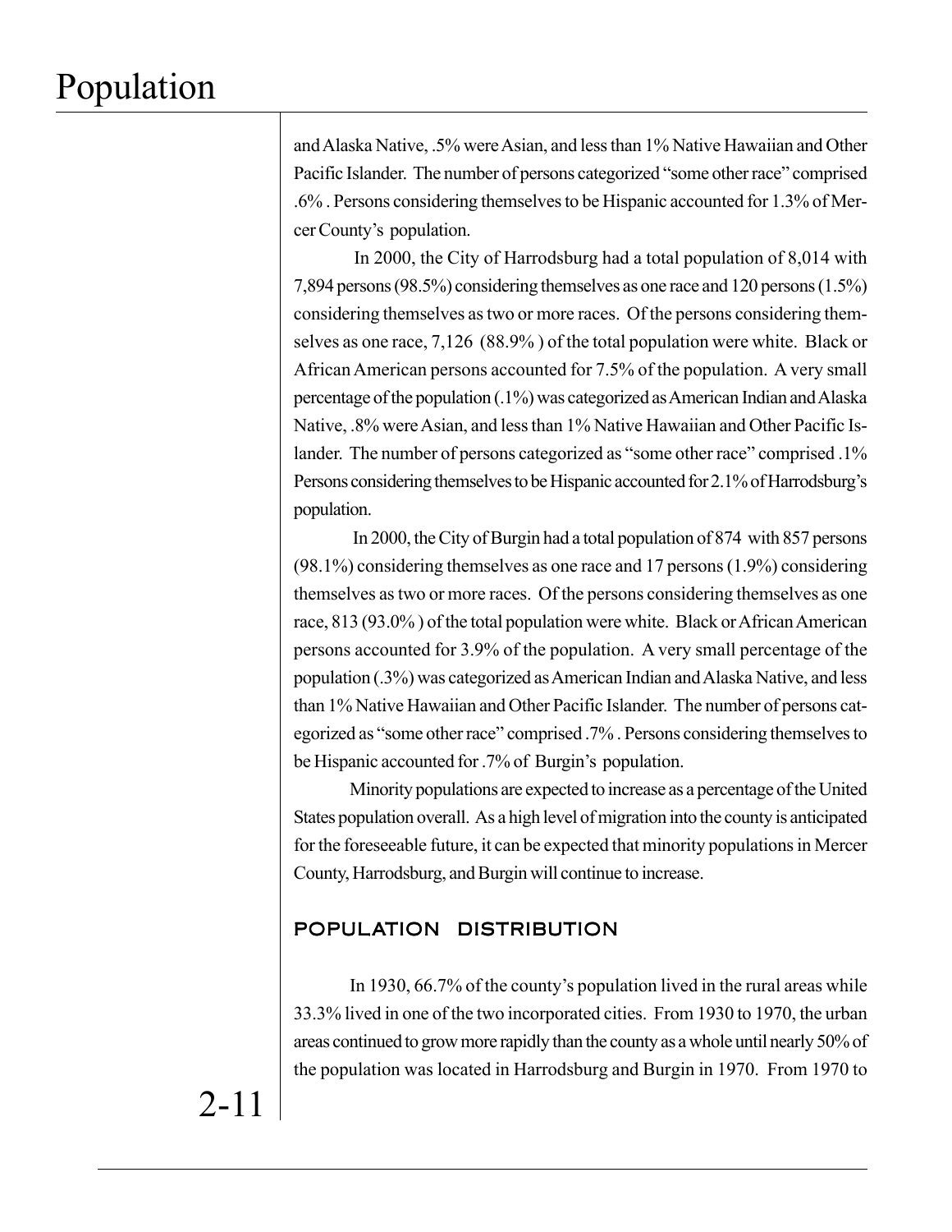and Alaska Native, .5% were Asian, and less than 1% Native Hawaiian and Other Pacific Islander. The number of persons categorized "some other race" comprised .6% . Persons considering themselves to be Hispanic accounted for 1.3% of Mercer County's population.

In 2000, the City of Harrodsburg had a total population of 8,014 with 7,894 persons (98.5%) considering themselves as one race and 120 persons (1.5%) considering themselves as two or more races. Of the persons considering themselves as one race, 7,126 (88.9% ) of the total population were white. Black or African American persons accounted for 7.5% of the population. A very small percentage of the population (.1%) was categorized as American Indian and Alaska Native, .8% were Asian, and less than 1% Native Hawaiian and Other Pacific Islander. The number of persons categorized as "some other race" comprised .1% Persons considering themselves to be Hispanic accounted for 2.1% of Harrodsburg's population.

In 2000, the City of Burgin had a total population of 874 with 857 persons (98.1%) considering themselves as one race and 17 persons (1.9%) considering themselves as two or more races. Of the persons considering themselves as one race, 813 (93.0% ) of the total population were white. Black or African American persons accounted for 3.9% of the population. A very small percentage of the population (.3%) was categorized as American Indian and Alaska Native, and less than 1% Native Hawaiian and Other Pacific Islander. The number of persons categorized as "some other race" comprised .7% . Persons considering themselves to be Hispanic accounted for .7% of Burgin's population.

Minority populations are expected to increase as a percentage of the United States population overall. As a high level of migration into the county is anticipated for the foreseeable future, it can be expected that minority populations in Mercer County, Harrodsburg, and Burgin will continue to increase.

## POPULATION DISTRIBUTION

In 1930, 66.7% of the county's population lived in the rural areas while 33.3% lived in one of the two incorporated cities. From 1930 to 1970, the urban areas continued to grow more rapidly than the county as a whole until nearly 50% of the population was located in Harrodsburg and Burgin in 1970. From 1970 to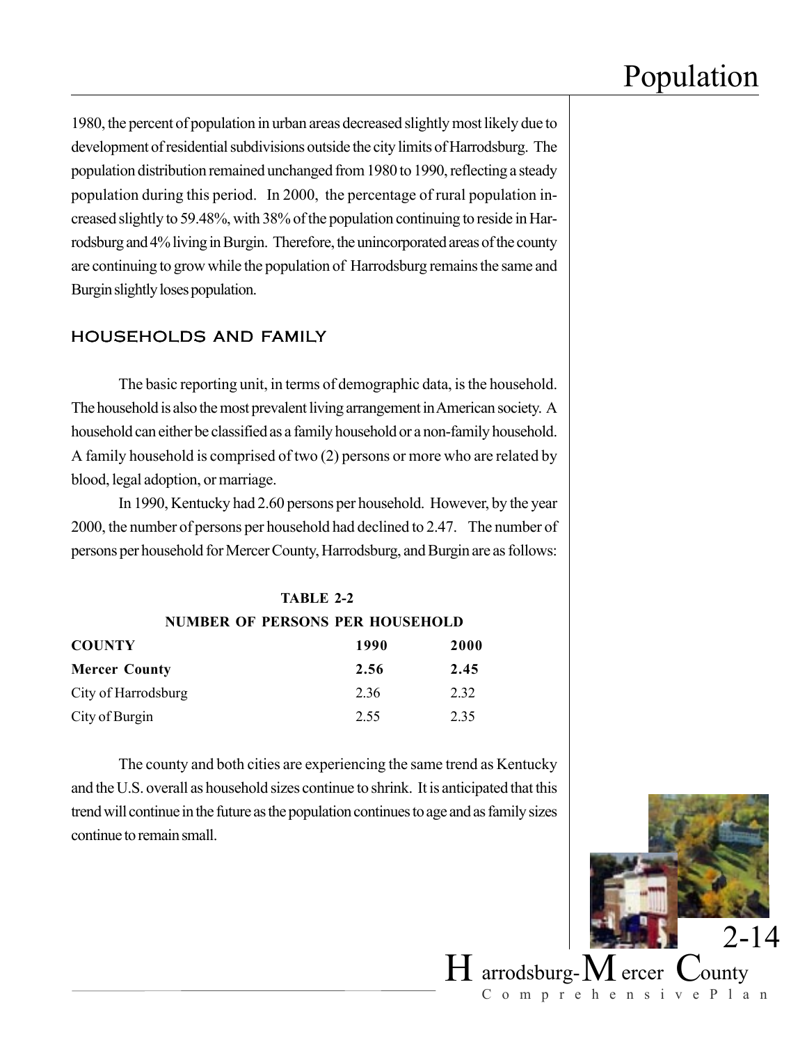1980, the percent of population in urban areas decreased slightly most likely due to development of residential subdivisions outside the city limits of Harrodsburg. The population distribution remained unchanged from 1980 to 1990, reflecting a steady population during this period. In 2000, the percentage of rural population increased slightly to 59.48%, with 38% of the population continuing to reside in Harrodsburg and 4% living in Burgin. Therefore, the unincorporated areas of the county are continuing to grow while the population of Harrodsburg remains the same and Burgin slightly loses population.

## HOUSEHOLDS AND FAMILY

The basic reporting unit, in terms of demographic data, is the household. The household is also the most prevalent living arrangement in American society. A household can either be classified as a family household or a non-family household. A family household is comprised of two (2) persons or more who are related by blood, legal adoption, or marriage.

In 1990, Kentucky had 2.60 persons per household. However, by the year 2000, the number of persons per household had declined to 2.47. The number of persons per household for Mercer County, Harrodsburg, and Burgin are as follows:

**TABLE 2-2**

**NUMBER OF PERSONS PER HOUSEHOLD**

| **COUNTY** | **1990** | **2000** |
|---|---|---|
| **Mercer County** | **2.56** | **2.45** |
| City of Harrodsburg | 2.36 | 2.32 |
| City of Burgin | 2.55 | 2.35 |

The county and both cities are experiencing the same trend as Kentucky and the U.S. overall as household sizes continue to shrink. It is anticipated that this trend will continue in the future as the population continues to age and as family sizes continue to remain small.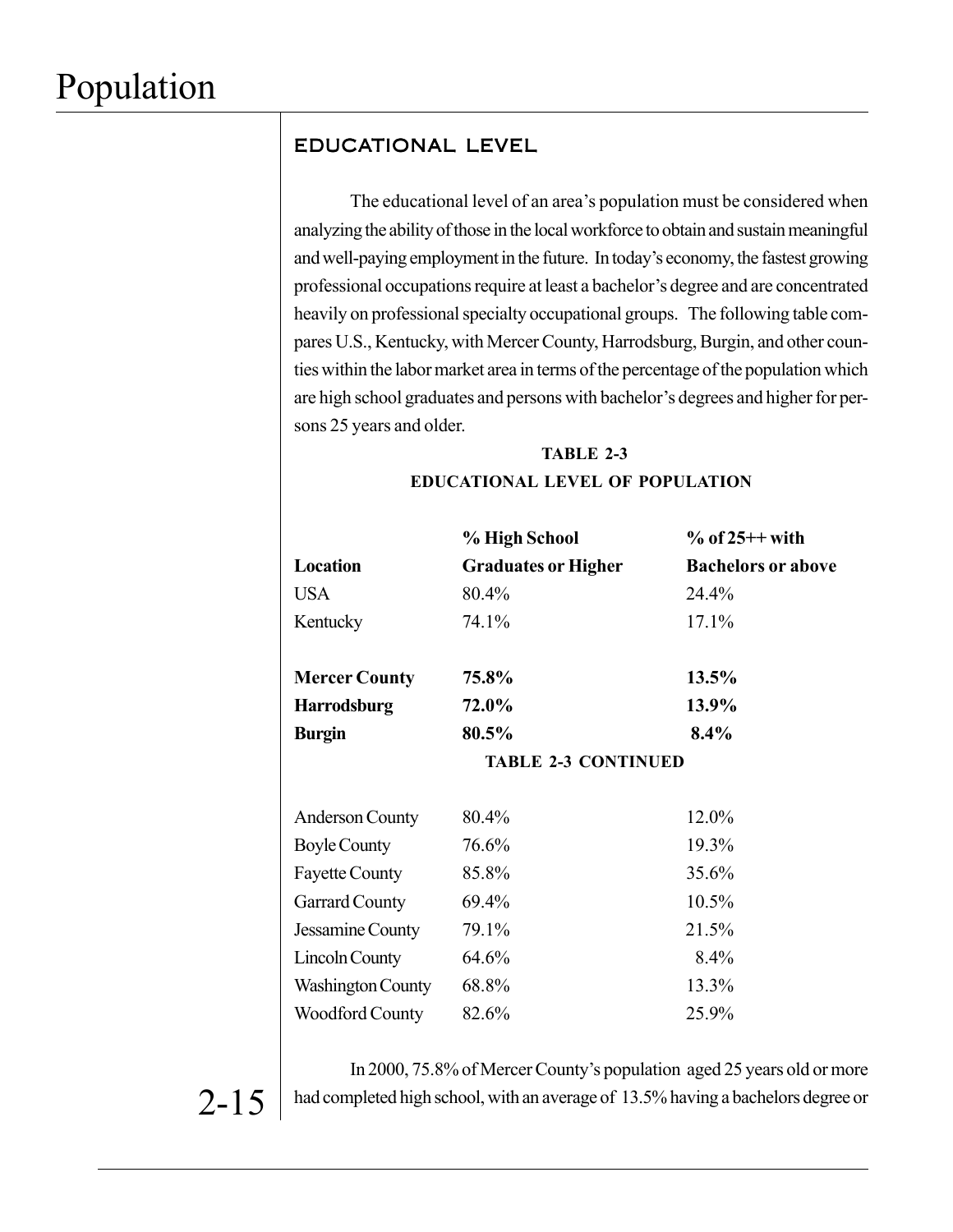## EDUCATIONAL LEVEL

The educational level of an area's population must be considered when analyzing the ability of those in the local workforce to obtain and sustain meaningful and well-paying employment in the future. In today's economy, the fastest growing professional occupations require at least a bachelor's degree and are concentrated heavily on professional specialty occupational groups. The following table compares U.S., Kentucky, with Mercer County, Harrodsburg, Burgin, and other counties within the labor market area in terms of the percentage of the population which are high school graduates and persons with bachelor's degrees and higher for persons 25 years and older.

**TABLE 2-3**

**EDUCATIONAL LEVEL OF POPULATION**

| Location | % High School Graduates or Higher | % of 25++ with Bachelors or above |
|---|---|---|
| USA | 80.4% | 24.4% |
| Kentucky | 74.1% | 17.1% |
| **Mercer County** | **75.8%** | **13.5%** |
| **Harrodsburg** | **72.0%** | **13.9%** |
| **Burgin** | **80.5%** | **8.4%** |
| Anderson County | 80.4% | 12.0% |
| Boyle County | 76.6% | 19.3% |
| Fayette County | 85.8% | 35.6% |
| Garrard County | 69.4% | 10.5% |
| Jessamine County | 79.1% | 21.5% |
| Lincoln County | 64.6% | 8.4% |
| Washington County | 68.8% | 13.3% |
| Woodford County | 82.6% | 25.9% |

In 2000, 75.8% of Mercer County's population aged 25 years old or more had completed high school, with an average of 13.5% having a bachelors degree or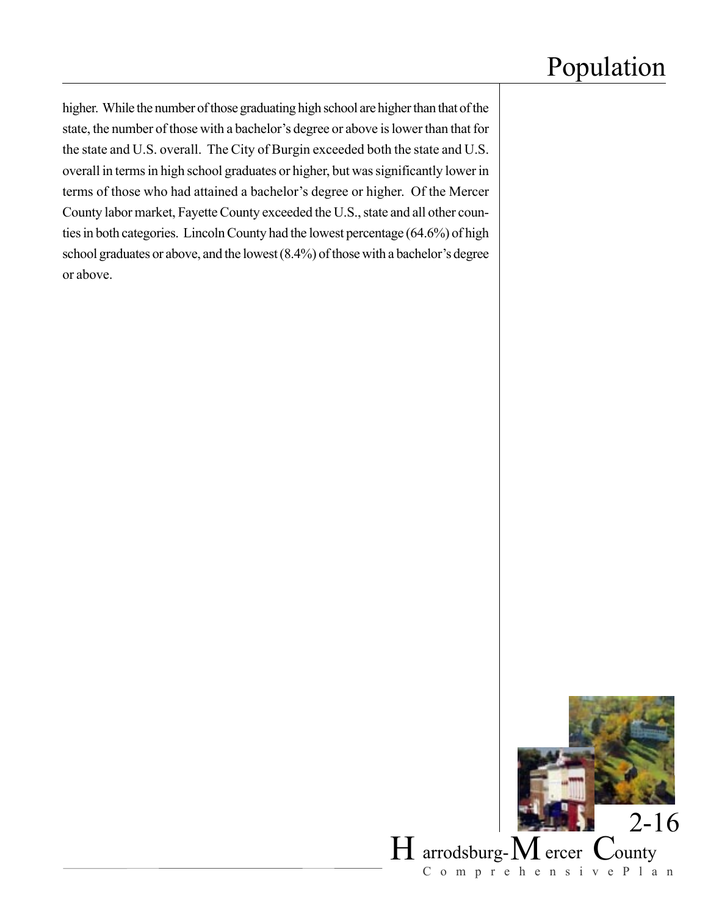higher. While the number of those graduating high school are higher than that of the state, the number of those with a bachelor's degree or above is lower than that for the state and U.S. overall. The City of Burgin exceeded both the state and U.S. overall in terms in high school graduates or higher, but was significantly lower in terms of those who had attained a bachelor's degree or higher. Of the Mercer County labor market, Fayette County exceeded the U.S., state and all other counties in both categories. Lincoln County had the lowest percentage (64.6%) of high school graduates or above, and the lowest (8.4%) of those with a bachelor's degree or above.